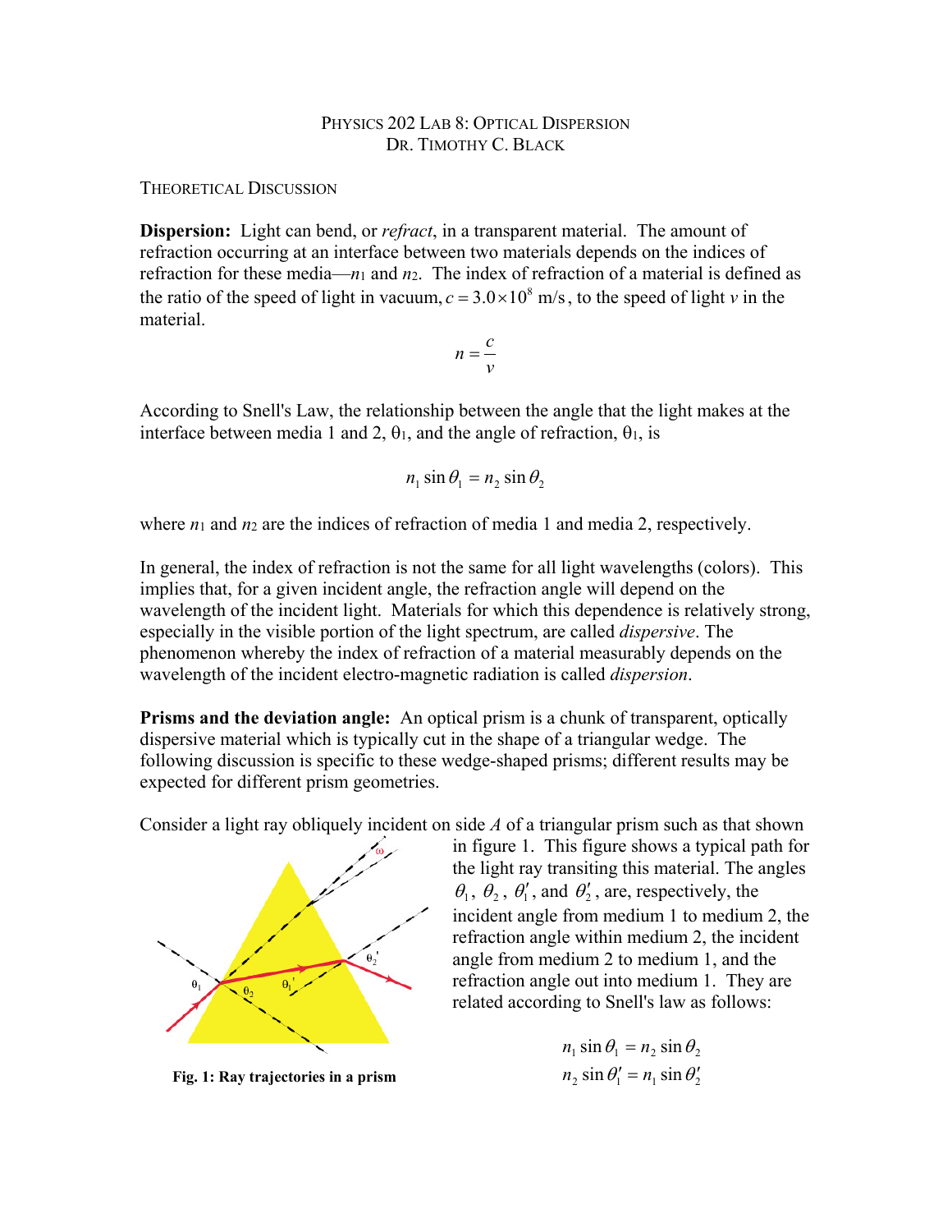# Physics 202 Lab 8: Optical Dispersion

Dr. Timothy C. Black

## Theoretical Discussion

**Dispersion:** Light can bend, or *refract*, in a transparent material. The amount of refraction occurring at an interface between two materials depends on the indices of refraction for these media—$n_1$ and $n_2$. The index of refraction of a material is defined as the ratio of the speed of light in vacuum, $c = 3.0 \times 10^8$ m/s, to the speed of light $v$ in the material.

$$n = \frac{c}{v}$$

According to Snell's Law, the relationship between the angle that the light makes at the interface between media 1 and 2, $\theta_1$, and the angle of refraction, $\theta_1$, is

$$n_1 \sin\theta_1 = n_2 \sin\theta_2$$

where $n_1$ and $n_2$ are the indices of refraction of media 1 and media 2, respectively.

In general, the index of refraction is not the same for all light wavelengths (colors). This implies that, for a given incident angle, the refraction angle will depend on the wavelength of the incident light. Materials for which this dependence is relatively strong, especially in the visible portion of the light spectrum, are called *dispersive*. The phenomenon whereby the index of refraction of a material measurably depends on the wavelength of the incident electro-magnetic radiation is called *dispersion*.

**Prisms and the deviation angle:** An optical prism is a chunk of transparent, optically dispersive material which is typically cut in the shape of a triangular wedge. The following discussion is specific to these wedge-shaped prisms; different results may be expected for different prism geometries.

Consider a light ray obliquely incident on side *A* of a triangular prism such as that shown in figure 1. This figure shows a typical path for the light ray transiting this material. The angles $\theta_1$, $\theta_2$, $\theta_1'$, and $\theta_2'$, are, respectively, the incident angle from medium 1 to medium 2, the refraction angle within medium 2, the incident angle from medium 2 to medium 1, and the refraction angle out into medium 1. They are related according to Snell's law as follows:

ω

$\theta_1$ $\theta_2$ $\theta_1'$ $\theta_2'$

**Fig. 1: Ray trajectories in a prism**

$$n_1 \sin\theta_1 = n_2 \sin\theta_2$$
$$n_2 \sin\theta_1' = n_1 \sin\theta_2'$$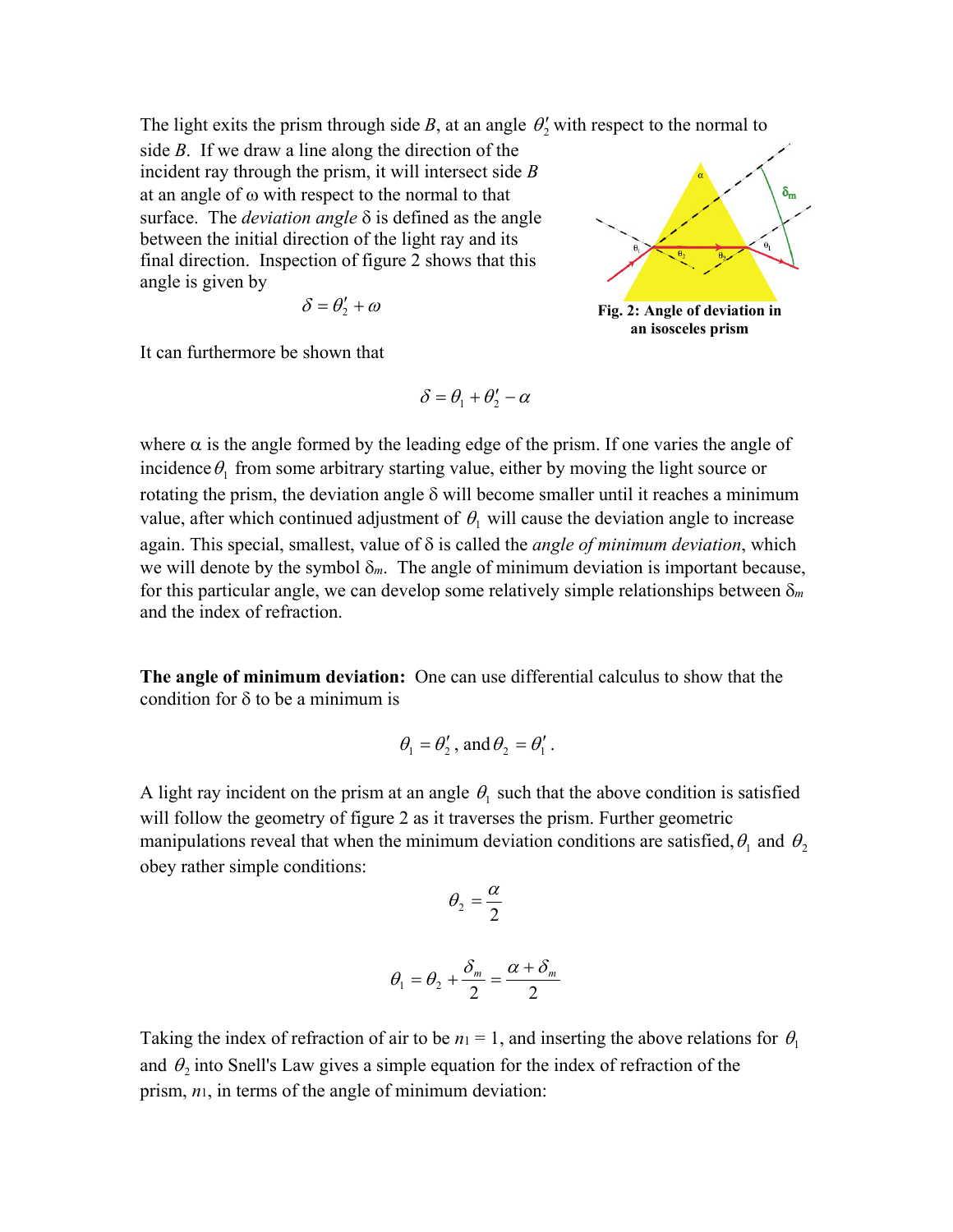The light exits the prism through side *B*, at an angle $\theta_2'$ with respect to the normal to side *B*. If we draw a line along the direction of the incident ray through the prism, it will intersect side *B* at an angle of ω with respect to the normal to that surface. The *deviation angle* δ is defined as the angle between the initial direction of the light ray and its final direction. Inspection of figure 2 shows that this angle is given by

$$\delta = \theta_2' + \omega$$

α

$\delta_m$

$\theta_1$

$\theta_2$

$\theta_2$

$\theta_1$

**Fig. 2: Angle of deviation in an isosceles prism**

It can furthermore be shown that

$$\delta = \theta_1 + \theta_2' - \alpha$$

where α is the angle formed by the leading edge of the prism. If one varies the angle of incidence $\theta_1$ from some arbitrary starting value, either by moving the light source or rotating the prism, the deviation angle δ will become smaller until it reaches a minimum value, after which continued adjustment of $\theta_1$ will cause the deviation angle to increase again. This special, smallest, value of δ is called the *angle of minimum deviation*, which we will denote by the symbol $\delta_m$. The angle of minimum deviation is important because, for this particular angle, we can develop some relatively simple relationships between $\delta_m$ and the index of refraction.

**The angle of minimum deviation:** One can use differential calculus to show that the condition for δ to be a minimum is

$$\theta_1 = \theta_2', \text{ and } \theta_2 = \theta_1'.$$

A light ray incident on the prism at an angle $\theta_1$ such that the above condition is satisfied will follow the geometry of figure 2 as it traverses the prism. Further geometric manipulations reveal that when the minimum deviation conditions are satisfied, $\theta_1$ and $\theta_2$ obey rather simple conditions:

$$\theta_2 = \frac{\alpha}{2}$$

$$\theta_1 = \theta_2 + \frac{\delta_m}{2} = \frac{\alpha + \delta_m}{2}$$

Taking the index of refraction of air to be $n_1 = 1$, and inserting the above relations for $\theta_1$ and $\theta_2$ into Snell's Law gives a simple equation for the index of refraction of the prism, $n_1$, in terms of the angle of minimum deviation: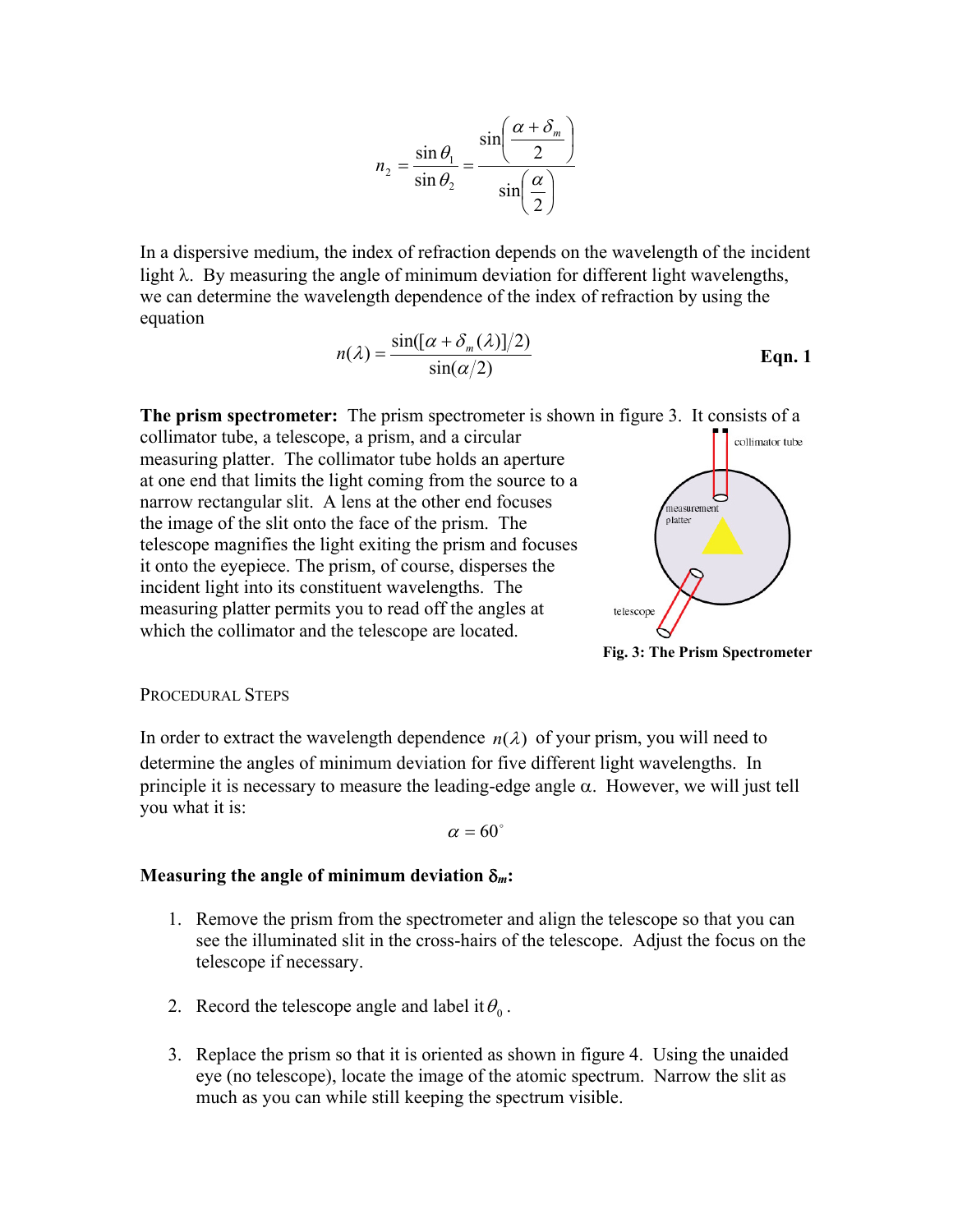$$n_2 = \frac{\sin\theta_1}{\sin\theta_2} = \frac{\sin\left(\frac{\alpha + \delta_m}{2}\right)}{\sin\left(\frac{\alpha}{2}\right)}$$

In a dispersive medium, the index of refraction depends on the wavelength of the incident light $\lambda$. By measuring the angle of minimum deviation for different light wavelengths, we can determine the wavelength dependence of the index of refraction by using the equation

$$n(\lambda) = \frac{\sin([\alpha + \delta_m(\lambda)]/2)}{\sin(\alpha/2)} \qquad \textbf{Eqn. 1}$$

**The prism spectrometer:** The prism spectrometer is shown in figure 3. It consists of a collimator tube, a telescope, a prism, and a circular measuring platter. The collimator tube holds an aperture at one end that limits the light coming from the source to a narrow rectangular slit. A lens at the other end focuses the image of the slit onto the face of the prism. The telescope magnifies the light exiting the prism and focuses it onto the eyepiece. The prism, of course, disperses the incident light into its constituent wavelengths. The measuring platter permits you to read off the angles at which the collimator and the telescope are located.

collimator tube

measurement platter

telescope

**Fig. 3: The Prism Spectrometer**

## Procedural Steps

In order to extract the wavelength dependence $n(\lambda)$ of your prism, you will need to determine the angles of minimum deviation for five different light wavelengths. In principle it is necessary to measure the leading-edge angle $\alpha$. However, we will just tell you what it is:

$$\alpha = 60^\circ$$

**Measuring the angle of minimum deviation $\delta_m$:**

1. Remove the prism from the spectrometer and align the telescope so that you can see the illuminated slit in the cross-hairs of the telescope. Adjust the focus on the telescope if necessary.

2. Record the telescope angle and label it $\theta_0$.

3. Replace the prism so that it is oriented as shown in figure 4. Using the unaided eye (no telescope), locate the image of the atomic spectrum. Narrow the slit as much as you can while still keeping the spectrum visible.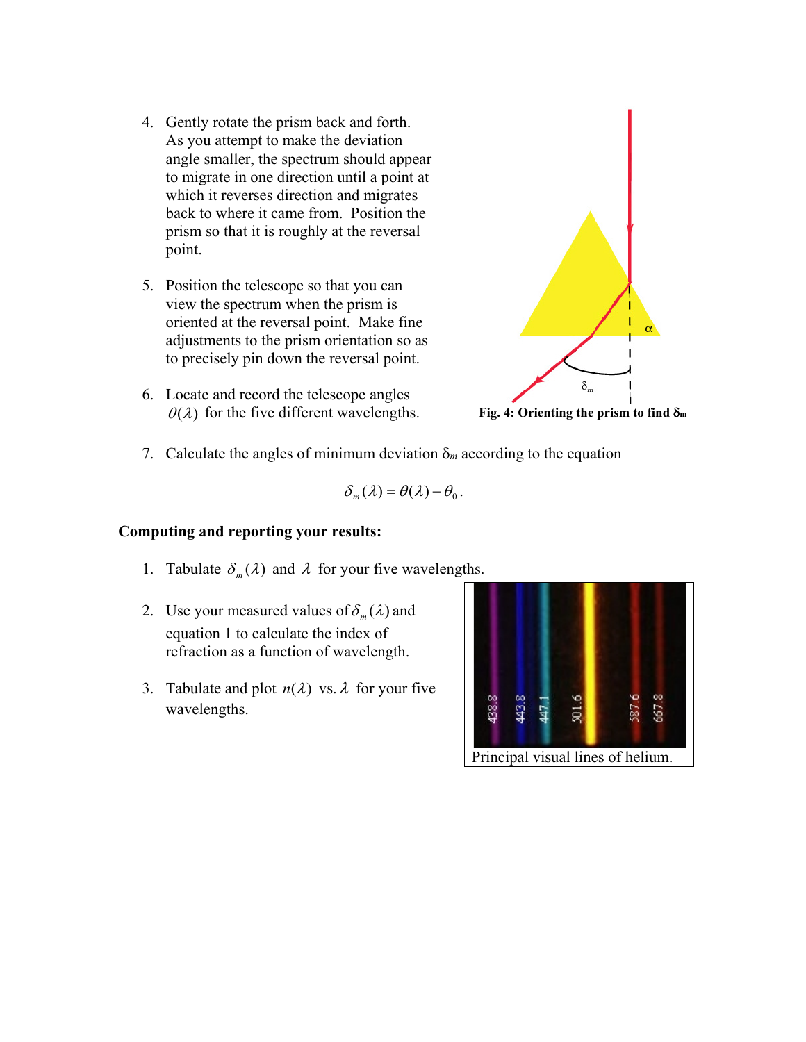4. Gently rotate the prism back and forth. As you attempt to make the deviation angle smaller, the spectrum should appear to migrate in one direction until a point at which it reverses direction and migrates back to where it came from. Position the prism so that it is roughly at the reversal point.

5. Position the telescope so that you can view the spectrum when the prism is oriented at the reversal point. Make fine adjustments to the prism orientation so as to precisely pin down the reversal point.

6. Locate and record the telescope angles $\theta(\lambda)$ for the five different wavelengths.

α

$\delta_m$

**Fig. 4: Orienting the prism to find $\delta_m$**

7. Calculate the angles of minimum deviation $\delta_m$ according to the equation

$$\delta_m(\lambda) = \theta(\lambda) - \theta_0 .$$

**Computing and reporting your results:**

1. Tabulate $\delta_m(\lambda)$ and $\lambda$ for your five wavelengths.

2. Use your measured values of $\delta_m(\lambda)$ and equation 1 to calculate the index of refraction as a function of wavelength.

3. Tabulate and plot $n(\lambda)$ vs. $\lambda$ for your five wavelengths.

438.8 443.8 447.1 501.6 587.6 667.8

Principal visual lines of helium.